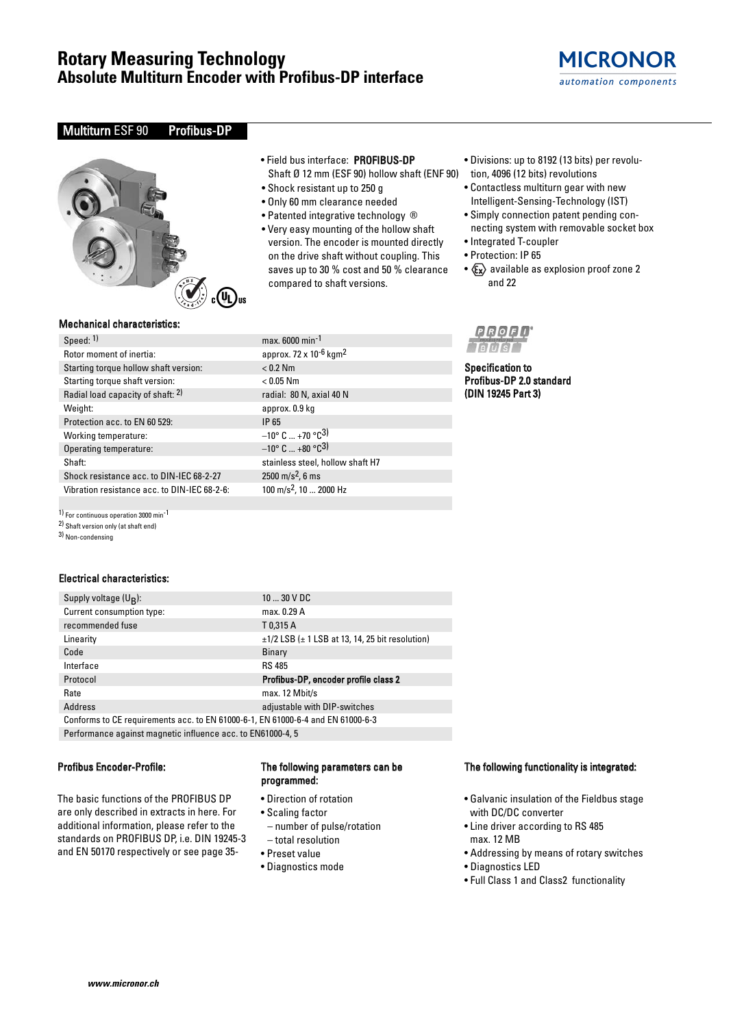# Rotary Measuring Technology
## Absolute Multiturn Encoder with Profibus-DP interface

MICRONOR
automation components

### Multiturn ESF 90 Profibus-DP

- Field bus interface: **PROFIBUS-DP** Shaft Ø 12 mm (ESF 90) hollow shaft (ENF 90)
- Shock resistant up to 250 g
- Only 60 mm clearance needed
- Patented integrative technology ®
- Very easy mounting of the hollow shaft version. The encoder is mounted directly on the drive shaft without coupling. This saves up to 30 % cost and 50 % clearance compared to shaft versions.
- Divisions: up to 8192 (13 bits) per revolution, 4096 (12 bits) revolutions
- Contactless multiturn gear with new Intelligent-Sensing-Technology (IST)
- Simply connection patent pending connecting system with removable socket box
- Integrated T-coupler
- Protection: IP 65
- Ex available as explosion proof zone 2 and 22

### Mechanical characteristics:

| | |
|---|---|
| Speed: [1] | max. 6000 min$^{-1}$ |
| Rotor moment of inertia: | approx. 72 x $10^{-6}$ kgm$^2$ |
| Starting torque hollow shaft version: | < 0.2 Nm |
| Starting torque shaft version: | < 0.05 Nm |
| Radial load capacity of shaft: [2] | radial: 80 N, axial 40 N |
| Weight: | approx. 0.9 kg |
| Protection acc. to EN 60 529: | IP 65 |
| Working temperature: | –10° C ... +70 °C [3] |
| Operating temperature: | –10° C ... +80 °C [3] |
| Shaft: | stainless steel, hollow shaft H7 |
| Shock resistance acc. to DIN-IEC 68-2-27 | 2500 m/s$^2$, 6 ms |
| Vibration resistance acc. to DIN-IEC 68-2-6: | 100 m/s$^2$, 10 ... 2000 Hz |

[1] For continuous operation 3000 min$^{-1}$
[2] Shaft version only (at shaft end)
[3] Non-condensing

**Specification to Profibus-DP 2.0 standard (DIN 19245 Part 3)**

### Electrical characteristics:

| | |
|---|---|
| Supply voltage ($U_B$): | 10 ... 30 V DC |
| Current consumption type: | max. 0.29 A |
| recommended fuse | T 0,315 A |
| Linearity | ±1/2 LSB (± 1 LSB at 13, 14, 25 bit resolution) |
| Code | Binary |
| Interface | RS 485 |
| Protocol | **Profibus-DP, encoder profile class 2** |
| Rate | max. 12 Mbit/s |
| Address | adjustable with DIP-switches |
| Conforms to CE requirements acc. to EN 61000-6-1, EN 61000-6-4 and EN 61000-6-3 | |
| Performance against magnetic influence acc. to EN61000-4, 5 | |

### Profibus Encoder-Profile:

The basic functions of the PROFIBUS DP are only described in extracts in here. For additional information, please refer to the standards on PROFIBUS DP, i.e. DIN 19245-3 and EN 50170 respectively or see page 35-

### The following parameters can be programmed:

- Direction of rotation
- Scaling factor
  - number of pulse/rotation
  - total resolution
- Preset value
- Diagnostics mode

### The following functionality is integrated:

- Galvanic insulation of the Fieldbus stage with DC/DC converter
- Line driver according to RS 485 max. 12 MB
- Addressing by means of rotary switches
- Diagnostics LED
- Full Class 1 and Class2 functionality

www.micronor.ch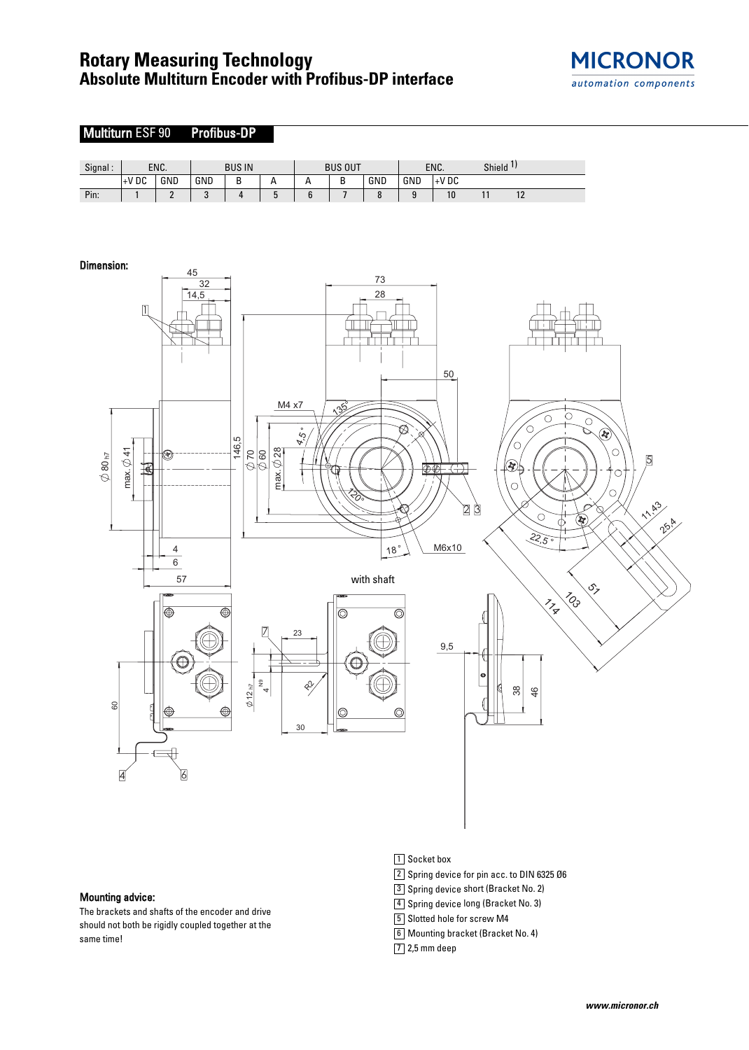# Rotary Measuring Technology
## Absolute Multiturn Encoder with Profibus-DP interface

### Multiturn ESF 90 Profibus-DP

| Signal : | ENC. | | BUS IN | | | BUS OUT | | | ENC. | | Shield 1) | |
|---|---|---|---|---|---|---|---|---|---|---|---|---|
| | +V DC | GND | GND | B | A | A | B | GND | GND | +V DC | | |
| Pin: | 1 | 2 | 3 | 4 | 5 | 6 | 7 | 8 | 9 | 10 | 11 | 12 |

**Dimension:**

**Mounting advice:**

The brackets and shafts of the encoder and drive should not both be rigidly coupled together at the same time!

1 Socket box
2 Spring device for pin acc. to DIN 6325 Ø6
3 Spring device short (Bracket No. 2)
4 Spring device long (Bracket No. 3)
5 Slotted hole for screw M4
6 Mounting bracket (Bracket No. 4)
7 2,5 mm deep

www.micronor.ch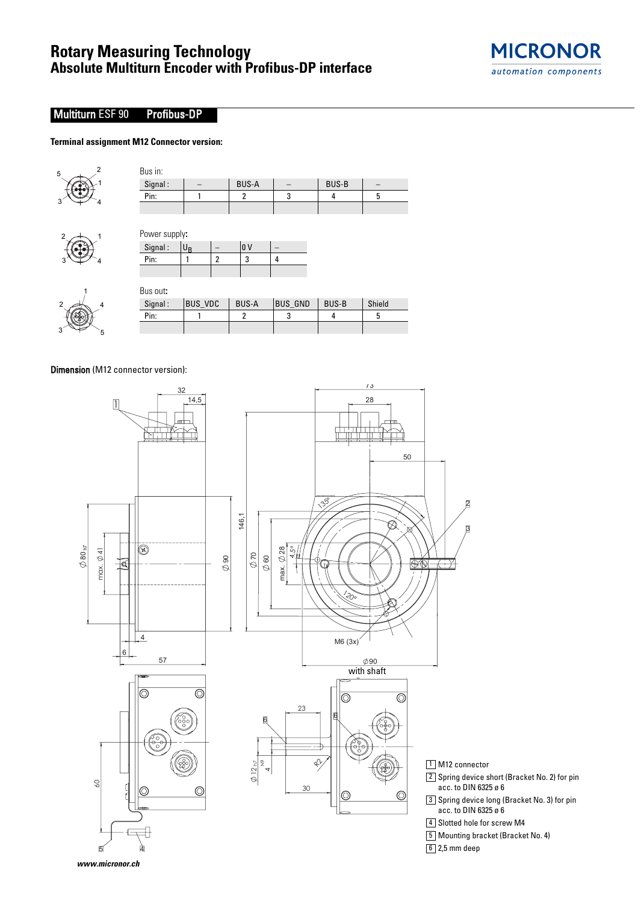# Rotary Measuring Technology
## Absolute Multiturn Encoder with Profibus-DP interface

MICRONOR
automation components

### Multiturn ESF 90 Profibus-DP

**Terminal assignment M12 Connector version:**

Bus in:

| Signal : | – | BUS-A | – | BUS-B | – |
|---|---|---|---|---|---|
| Pin: | 1 | 2 | 3 | 4 | 5 |

Power supply:

| Signal : | $U_B$ | – | 0 V | – |
|---|---|---|---|---|
| Pin: | 1 | 2 | 3 | 4 |

Bus out:

| Signal : | BUS_VDC | BUS-A | BUS_GND | BUS-B | Shield |
|---|---|---|---|---|---|
| Pin: | 1 | 2 | 3 | 4 | 5 |

**Dimension** (M12 connector version):

1 M12 connector
2 Spring device short (Bracket No. 2) for pin acc. to DIN 6325 ø 6
3 Spring device long (Bracket No. 3) for pin acc. to DIN 6325 ø 6
4 Slotted hole for screw M4
5 Mounting bracket (Bracket No. 4)
6 2,5 mm deep

*www.micronor.ch*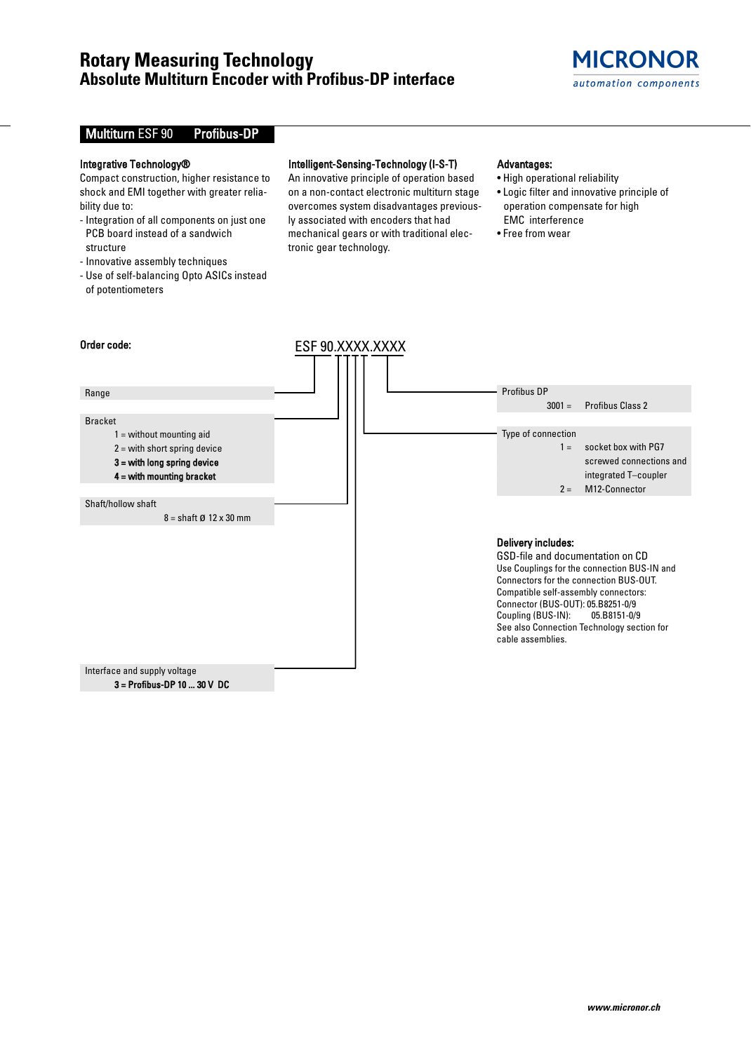# Rotary Measuring Technology
## Absolute Multiturn Encoder with Profibus-DP interface

**Multiturn ESF 90 Profibus-DP**

### Integrative Technology®

Compact construction, higher resistance to shock and EMI together with greater reliability due to:

- Integration of all components on just one PCB board instead of a sandwich structure
- Innovative assembly techniques
- Use of self-balancing Opto ASICs instead of potentiometers

### Intelligent-Sensing-Technology (I-S-T)

An innovative principle of operation based on a non-contact electronic multiturn stage overcomes system disadvantages previously associated with encoders that had mechanical gears or with traditional electronic gear technology.

### Advantages:

- High operational reliability
- Logic filter and innovative principle of operation compensate for high EMC interference
- Free from wear

### Order code:

ESF 90.XXXX.XXXX

**Range**

**Bracket**
- 1 = without mounting aid
- 2 = with short spring device
- **3 = with long spring device**
- **4 = with mounting bracket**

**Shaft/hollow shaft**
- 8 = shaft Ø 12 x 30 mm

**Interface and supply voltage**
- **3 = Profibus-DP 10 ... 30 V DC**

**Type of connection**
- 1 = socket box with PG7 screwed connections and integrated T–coupler
- 2 = M12-Connector

**Profibus DP**
- 3001 = Profibus Class 2

### Delivery includes:

GSD-file and documentation on CD
Use Couplings for the connection BUS-IN and Connectors for the connection BUS-OUT.
Compatible self-assembly connectors:
Connector (BUS-OUT): 05.B8251-0/9
Coupling (BUS-IN): 05.B8151-0/9
See also Connection Technology section for cable assemblies.